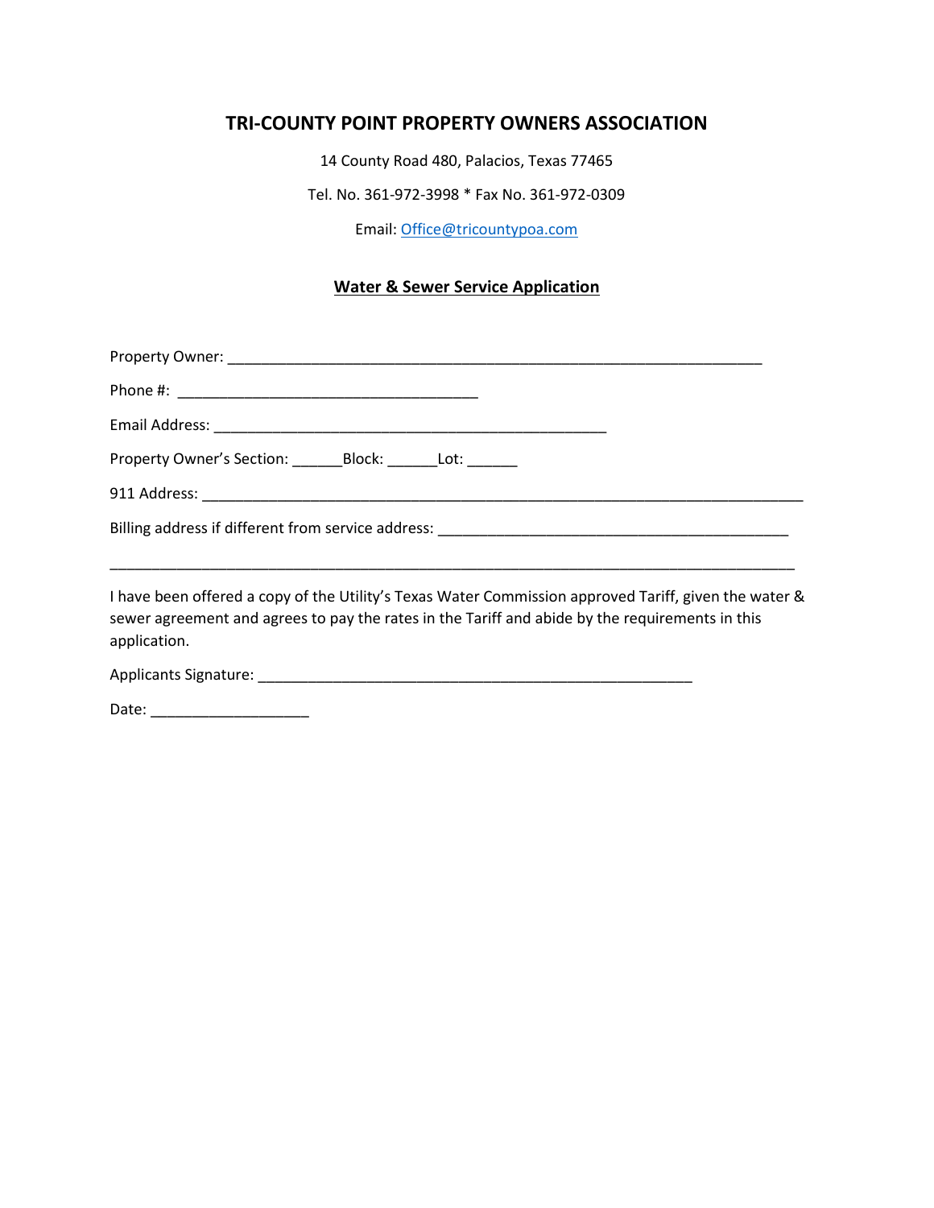## TRI-COUNTY POINT PROPERTY OWNERS ASSOCIATION

14 County Road 480, Palacios, Texas 77465

Tel. No. 361-972-3998 * Fax No. 361-972-0309

Email: [Office@tricountypoa.com](mailto:Office@tricountypoa.com)

### Water & Sewer Service Application

Property Owner: ___________________________________________________________________

Phone #: ____________________________________

Email Address: _______________________________________________

Property Owner's Section: ______Block: ______Lot: ______

911 Address: ________________________________________________________________________

Billing address if different from service address: __________________________________________

___________________________________________________________________________________

I have been offered a copy of the Utility's Texas Water Commission approved Tariff, given the water & sewer agreement and agrees to pay the rates in the Tariff and abide by the requirements in this application.

Applicants Signature: _____________________________________________________

Date: ___________________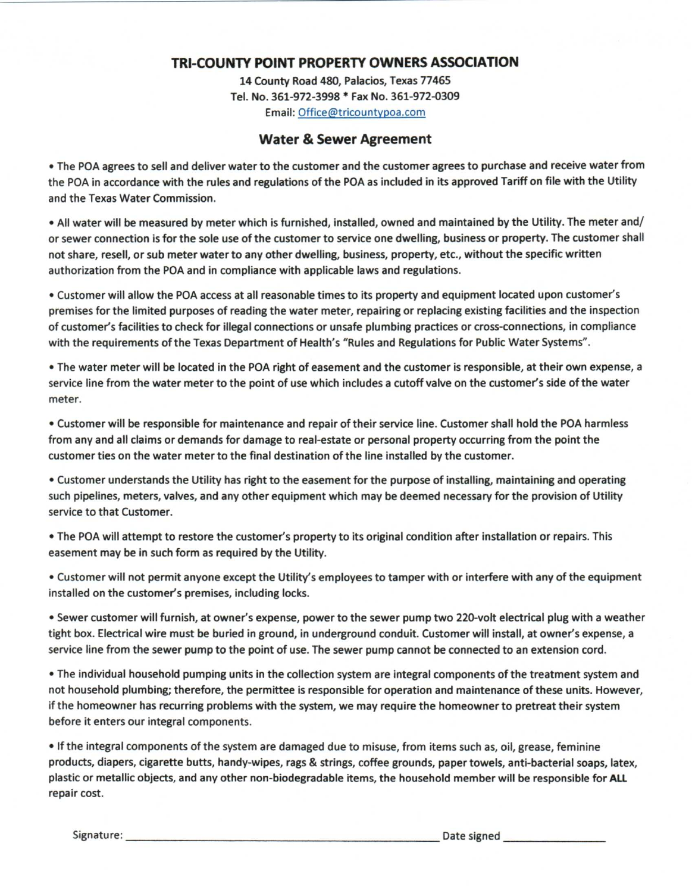## TRI-COUNTY POINT PROPERTY OWNERS ASSOCIATION

14 County Road 480, Palacios, Texas 77465
Tel. No. 361-972-3998 * Fax No. 361-972-0309
Email: Office@tricountypoa.com

### Water & Sewer Agreement

- The POA agrees to sell and deliver water to the customer and the customer agrees to purchase and receive water from the POA in accordance with the rules and regulations of the POA as included in its approved Tariff on file with the Utility and the Texas Water Commission.

- All water will be measured by meter which is furnished, installed, owned and maintained by the Utility. The meter and/ or sewer connection is for the sole use of the customer to service one dwelling, business or property. The customer shall not share, resell, or sub meter water to any other dwelling, business, property, etc., without the specific written authorization from the POA and in compliance with applicable laws and regulations.

- Customer will allow the POA access at all reasonable times to its property and equipment located upon customer's premises for the limited purposes of reading the water meter, repairing or replacing existing facilities and the inspection of customer's facilities to check for illegal connections or unsafe plumbing practices or cross-connections, in compliance with the requirements of the Texas Department of Health's "Rules and Regulations for Public Water Systems".

- The water meter will be located in the POA right of easement and the customer is responsible, at their own expense, a service line from the water meter to the point of use which includes a cutoff valve on the customer's side of the water meter.

- Customer will be responsible for maintenance and repair of their service line. Customer shall hold the POA harmless from any and all claims or demands for damage to real-estate or personal property occurring from the point the customer ties on the water meter to the final destination of the line installed by the customer.

- Customer understands the Utility has right to the easement for the purpose of installing, maintaining and operating such pipelines, meters, valves, and any other equipment which may be deemed necessary for the provision of Utility service to that Customer.

- The POA will attempt to restore the customer's property to its original condition after installation or repairs. This easement may be in such form as required by the Utility.

- Customer will not permit anyone except the Utility's employees to tamper with or interfere with any of the equipment installed on the customer's premises, including locks.

- Sewer customer will furnish, at owner's expense, power to the sewer pump two 220-volt electrical plug with a weather tight box. Electrical wire must be buried in ground, in underground conduit. Customer will install, at owner's expense, a service line from the sewer pump to the point of use. The sewer pump cannot be connected to an extension cord.

- The individual household pumping units in the collection system are integral components of the treatment system and not household plumbing; therefore, the permittee is responsible for operation and maintenance of these units. However, if the homeowner has recurring problems with the system, we may require the homeowner to pretreat their system before it enters our integral components.

- If the integral components of the system are damaged due to misuse, from items such as, oil, grease, feminine products, diapers, cigarette butts, handy-wipes, rags & strings, coffee grounds, paper towels, anti-bacterial soaps, latex, plastic or metallic objects, and any other non-biodegradable items, the household member will be responsible for **ALL** repair cost.

Signature: ______________________________ Date signed ______________